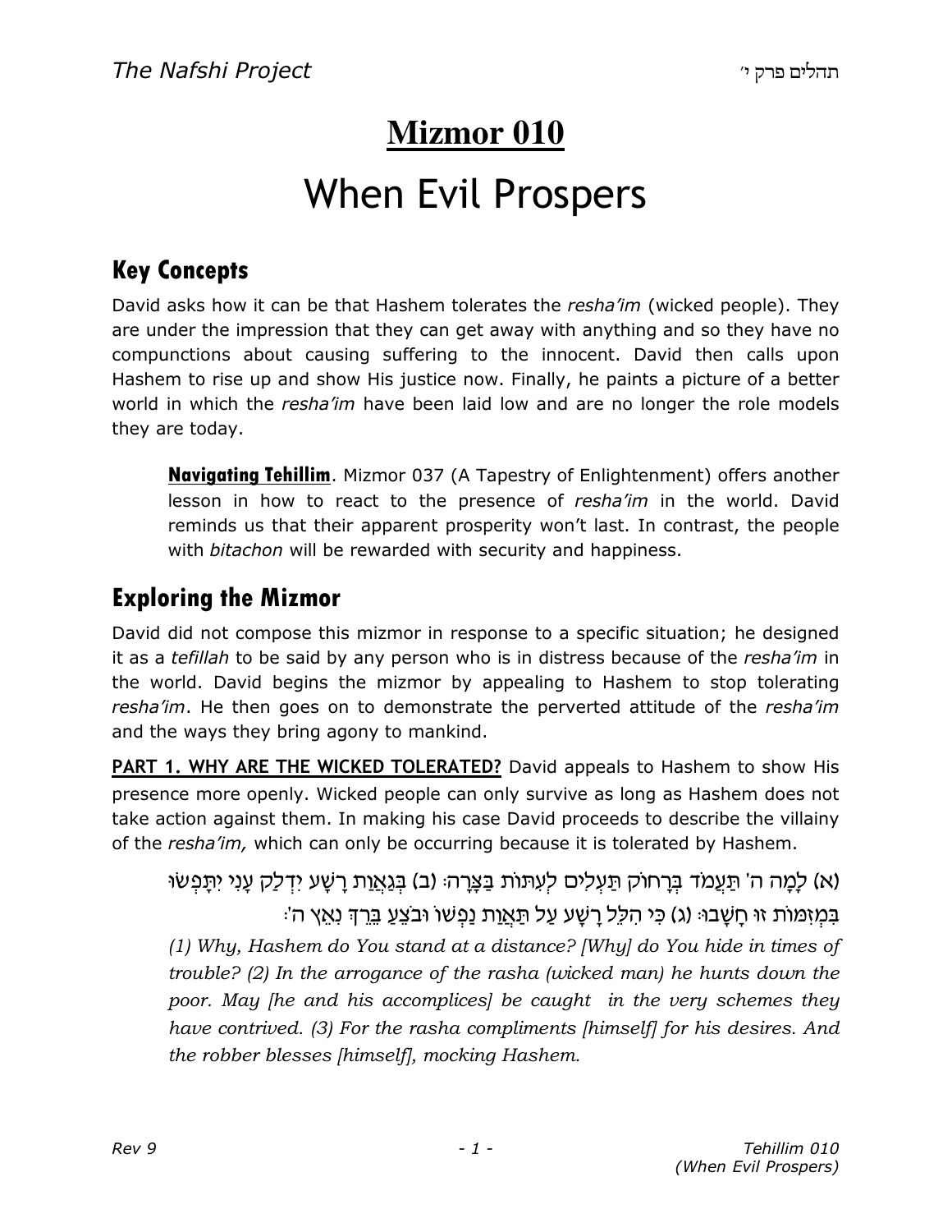# Mizmor 010

# When Evil Prospers

## Key Concepts

David asks how it can be that Hashem tolerates the *resha'im* (wicked people). They are under the impression that they can get away with anything and so they have no compunctions about causing suffering to the innocent. David then calls upon Hashem to rise up and show His justice now. Finally, he paints a picture of a better world in which the *resha'im* have been laid low and are no longer the role models they are today.

> **Navigating Tehillim**. Mizmor 037 (A Tapestry of Enlightenment) offers another lesson in how to react to the presence of *resha'im* in the world. David reminds us that their apparent prosperity won't last. In contrast, the people with *bitachon* will be rewarded with security and happiness.

## Exploring the Mizmor

David did not compose this mizmor in response to a specific situation; he designed it as a *tefillah* to be said by any person who is in distress because of the *resha'im* in the world. David begins the mizmor by appealing to Hashem to stop tolerating *resha'im*. He then goes on to demonstrate the perverted attitude of the *resha'im* and the ways they bring agony to mankind.

**PART 1. WHY ARE THE WICKED TOLERATED?** David appeals to Hashem to show His presence more openly. Wicked people can only survive as long as Hashem does not take action against them. In making his case David proceeds to describe the villainy of the *resha'im,* which can only be occurring because it is tolerated by Hashem.

(א) לָמָה ה' תַּעֲמֹד בְּרָחוֹק תַּעְלִים לְעִתּוֹת בַּצָּרָה׃ (ב) בְּגַאֲוַת רָשָׁע יִדְלַק עָנִי יִתָּפְשׂוּ בִּמְזִמּוֹת זוּ חָשָׁבוּ׃ (ג) כִּי הִלֵּל רָשָׁע עַל תַּאֲוַת נַפְשׁוֹ וּבֹצֵעַ בֵּרֵךְ נִאֵץ ה'׃

*(1) Why, Hashem do You stand at a distance? [Why] do You hide in times of trouble? (2) In the arrogance of the rasha (wicked man) he hunts down the poor. May [he and his accomplices] be caught in the very schemes they have contrived. (3) For the rasha compliments [himself] for his desires. And the robber blesses [himself], mocking Hashem.*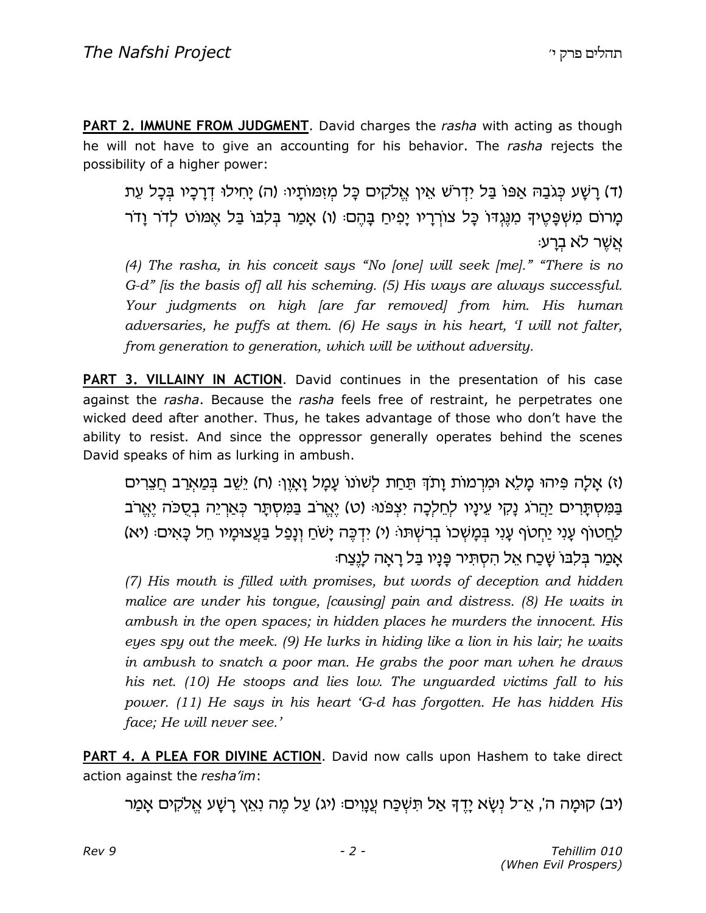**PART 2. IMMUNE FROM JUDGMENT**. David charges the *rasha* with acting as though he will not have to give an accounting for his behavior. The *rasha* rejects the possibility of a higher power:

> (ד) רָשָׁע כְּגֹבַהּ אַפּוֹ בַּל יִדְרֹשׁ אֵין אֱלֹקִים כָּל מְזִמּוֹתָיו׃ (ה) יָחִילוּ דְרָכָיו בְּכָל עֵת מָרוֹם מִשְׁפָּטֶיךָ מִנֶּגְדּוֹ כָּל צוֹרְרָיו יָפִיחַ בָּהֶם׃ (ו) אָמַר בְּלִבּוֹ בַּל אֶמּוֹט לְדֹר וָדֹר אֲשֶׁר לֹא בְרָע׃
>
> *(4) The rasha, in his conceit says "No [one] will seek [me]." "There is no G-d" [is the basis of] all his scheming. (5) His ways are always successful. Your judgments on high [are far removed] from him. His human adversaries, he puffs at them. (6) He says in his heart, 'I will not falter, from generation to generation, which will be without adversity.*

**PART 3. VILLAINY IN ACTION**. David continues in the presentation of his case against the *rasha*. Because the *rasha* feels free of restraint, he perpetrates one wicked deed after another. Thus, he takes advantage of those who don't have the ability to resist. And since the oppressor generally operates behind the scenes David speaks of him as lurking in ambush.

> (ז) אָלָה פִּיהוּ מָלֵא וּמִרְמוֹת וָתֹךְ תַּחַת לְשׁוֹנוֹ עָמָל וָאָוֶן׃ (ח) יֵשֵׁב בְּמַאְרַב חֲצֵרִים בַּמִּסְתָּרִים יַהֲרֹג נָקִי עֵינָיו לְחֵלְכָה יִצְפֹּנוּ׃ (ט) יֶאֱרֹב בַּמִּסְתָּר כְּאַרְיֵה בְסֻכֹּה יֶאֱרֹב לַחֲטוֹף עָנִי יַחְטֹף עָנִי בְּמָשְׁכוֹ בְרִשְׁתּוֹ׃ (י) יִדְכֶּה יָשֹׁחַ וְנָפַל בַּעֲצוּמָיו חֵל כָּאִים׃ (יא) אָמַר בְּלִבּוֹ שָׁכַח אֵל הִסְתִּיר פָּנָיו בַּל רָאָה לָנֶצַח׃
>
> *(7) His mouth is filled with promises, but words of deception and hidden malice are under his tongue, [causing] pain and distress. (8) He waits in ambush in the open spaces; in hidden places he murders the innocent. His eyes spy out the meek. (9) He lurks in hiding like a lion in his lair; he waits in ambush to snatch a poor man. He grabs the poor man when he draws his net. (10) He stoops and lies low. The unguarded victims fall to his power. (11) He says in his heart 'G-d has forgotten. He has hidden His face; He will never see.'*

**PART 4. A PLEA FOR DIVINE ACTION**. David now calls upon Hashem to take direct action against the *resha'im*:

> (יב) קוּמָה ה', אֵ־ל נְשָׂא יָדֶךָ אַל תִּשְׁכַּח עֲנָוִים׃ (יג) עַל מֶה נִאֵץ רָשָׁע אֱלֹקִים אָמַר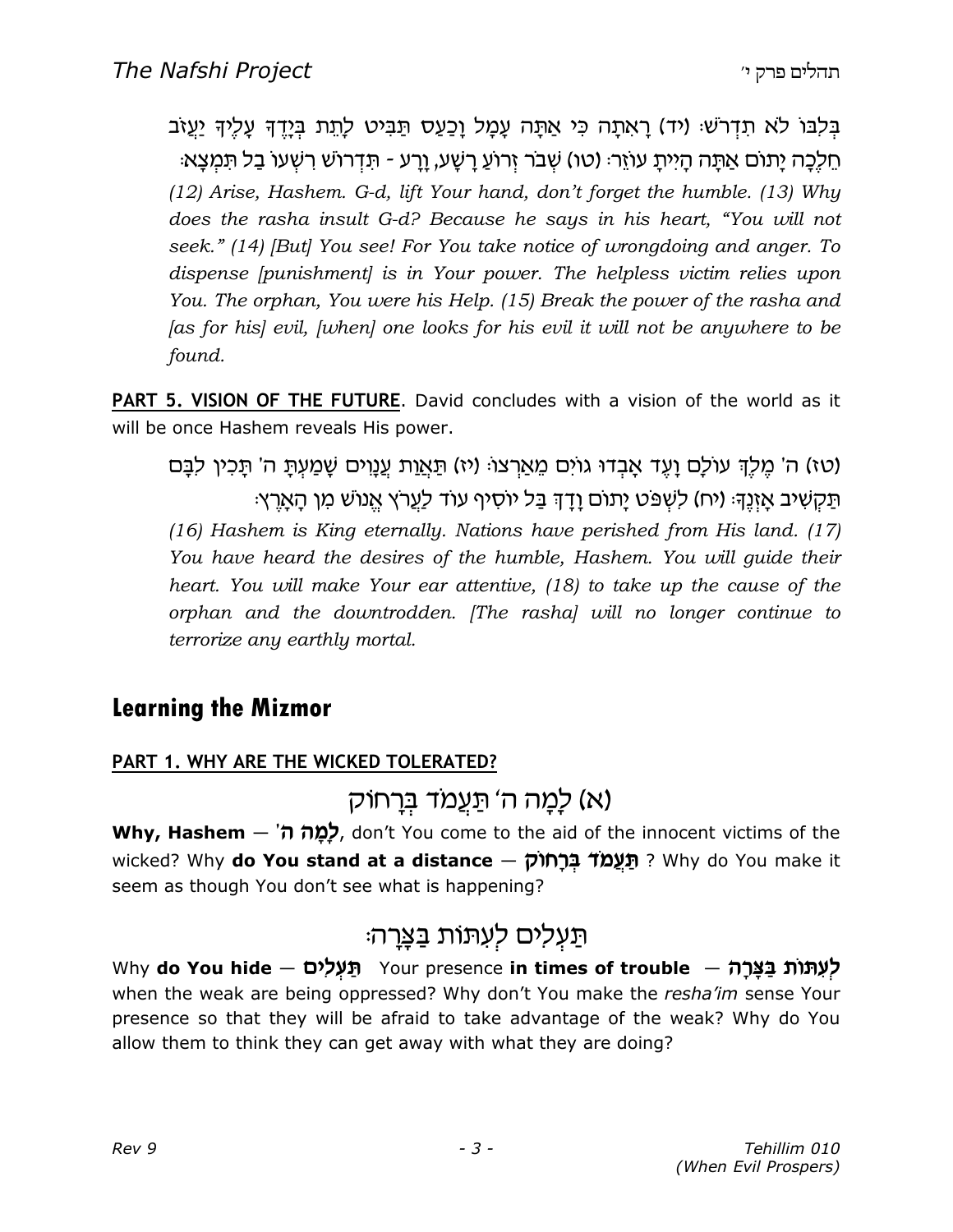בְּלִבּוֹ לֹא תִדְרֹשׁ׃ (יד) רָאִתָה כִּי אַתָּה עָמָל וָכַעַס תַּבִּיט לָתֵת בְּיָדֶךָ עָלֶיךָ יַעֲזֹב חֵלֶכָה יָתוֹם אַתָּה הָיִיתָ עוֹזֵר׃ (טו) שְׁבֹר זְרוֹעַ רָשָׁע, וָרָע - תִּדְרוֹשׁ רִשְׁעוֹ בַל תִּמְצָא׃

*(12) Arise, Hashem. G-d, lift Your hand, don't forget the humble. (13) Why does the rasha insult G-d? Because he says in his heart, "You will not seek." (14) [But] You see! For You take notice of wrongdoing and anger. To dispense [punishment] is in Your power. The helpless victim relies upon You. The orphan, You were his Help. (15) Break the power of the rasha and [as for his] evil, [when] one looks for his evil it will not be anywhere to be found.*

**PART 5. VISION OF THE FUTURE**. David concludes with a vision of the world as it will be once Hashem reveals His power.

(טז) ה' מֶלֶךְ עוֹלָם וָעֶד אָבְדוּ גוֹיִם מֵאַרְצוֹ׃ (יז) תַּאֲוַת עֲנָוִים שָׁמַעְתָּ ה' תָּכִין לִבָּם תַּקְשִׁיב אָזְנֶךָ׃ (יח) לִשְׁפֹּט יָתוֹם וָדָךְ בַּל יוֹסִיף עוֹד לַעֲרֹץ אֱנוֹשׁ מִן הָאָרֶץ׃

*(16) Hashem is King eternally. Nations have perished from His land. (17) You have heard the desires of the humble, Hashem. You will guide their heart. You will make Your ear attentive, (18) to take up the cause of the orphan and the downtrodden. [The rasha] will no longer continue to terrorize any earthly mortal.*

## Learning the Mizmor

### PART 1. WHY ARE THE WICKED TOLERATED?

### (א) לָמָה ה' תַּעֲמֹד בְּרָחוֹק

**Why, Hashem** — **לָמָה ה'**, don't You come to the aid of the innocent victims of the wicked? Why **do You stand at a distance** — **תַּעֲמֹד בְּרָחוֹק** ? Why do You make it seem as though You don't see what is happening?

### תַּעְלִים לְעִתּוֹת בַּצָּרָה׃

Why **do You hide** — **תַּעְלִים** Your presence **in times of trouble** — **לְעִתּוֹת בַּצָּרָה** when the weak are being oppressed? Why don't You make the *resha'im* sense Your presence so that they will be afraid to take advantage of the weak? Why do You allow them to think they can get away with what they are doing?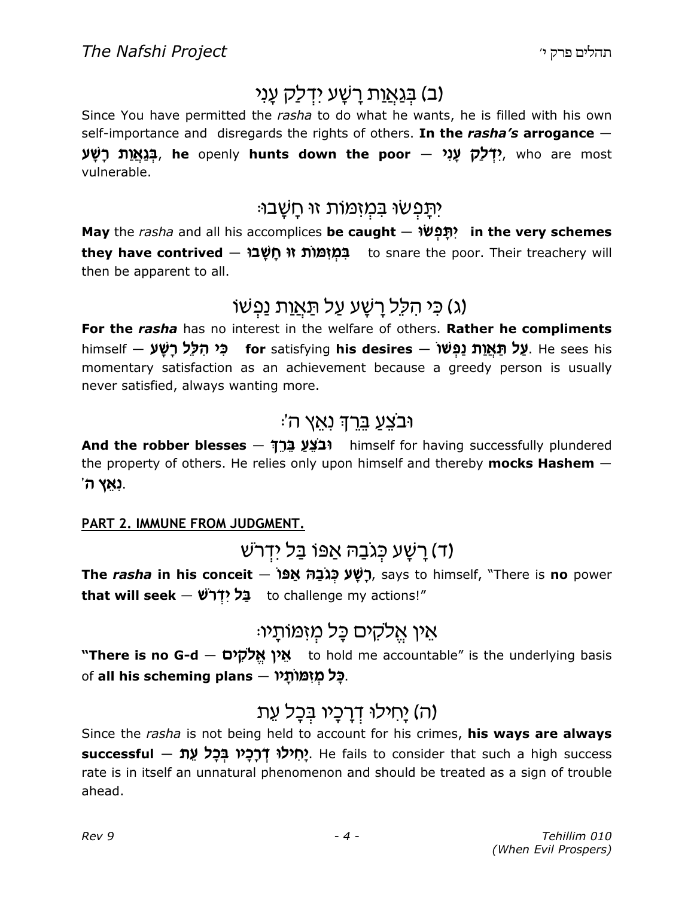## (ב) בְּגַאֲוַת רָשָׁע יִדְלַק עָנִי

Since You have permitted the *rasha* to do what he wants, he is filled with his own self-importance and disregards the rights of others. **In the *rasha's* arrogance — בְּגַאֲוַת רָשָׁע, he** openly **hunts down the poor — יִדְלַק עָנִי**, who are most vulnerable.

## יִתָּפְשׂוּ בִּמְזִמּוֹת זוּ חָשָׁבוּ׃

**May** the *rasha* and all his accomplices **be caught — יִתָּפְשׂוּ in the very schemes they have contrived — בִּמְזִמּוֹת זוּ חָשָׁבוּ** to snare the poor. Their treachery will then be apparent to all.

## (ג) כִּי הִלֵּל רָשָׁע עַל תַּאֲוַת נַפְשׁוֹ

**For the *rasha*** has no interest in the welfare of others. **Rather he compliments** himself — **כִּי הִלֵּל רָשָׁע for** satisfying **his desires — עַל תַּאֲוַת נַפְשׁוֹ**. He sees his momentary satisfaction as an achievement because a greedy person is usually never satisfied, always wanting more.

## וּבֹצֵעַ בֵּרֵךְ נִאֵץ ה'׃

**And the robber blesses — וּבֹצֵעַ בֵּרֵךְ** himself for having successfully plundered the property of others. He relies only upon himself and thereby **mocks Hashem — נִאֵץ ה'**.

**PART 2. IMMUNE FROM JUDGMENT.**

## (ד) רָשָׁע כְּגֹבַהּ אַפּוֹ בַּל יִדְרֹשׁ

**The *rasha* in his conceit — רָשָׁע כְּגֹבַהּ אַפּוֹ**, says to himself, "There is **no** power **that will seek — בַּל יִדְרֹשׁ** to challenge my actions!"

## אֵין אֱלֹקִים כָּל מְזִמּוֹתָיו׃

**"There is no G-d — אֵין אֱלֹקִים** to hold me accountable" is the underlying basis of **all his scheming plans — כָּל מְזִמּוֹתָיו**.

## (ה) יָחִילוּ דְרָכָיו בְּכָל עֵת

Since the *rasha* is not being held to account for his crimes, **his ways are always successful — יָחִילוּ דְרָכָיו בְּכָל עֵת**. He fails to consider that such a high success rate is in itself an unnatural phenomenon and should be treated as a sign of trouble ahead.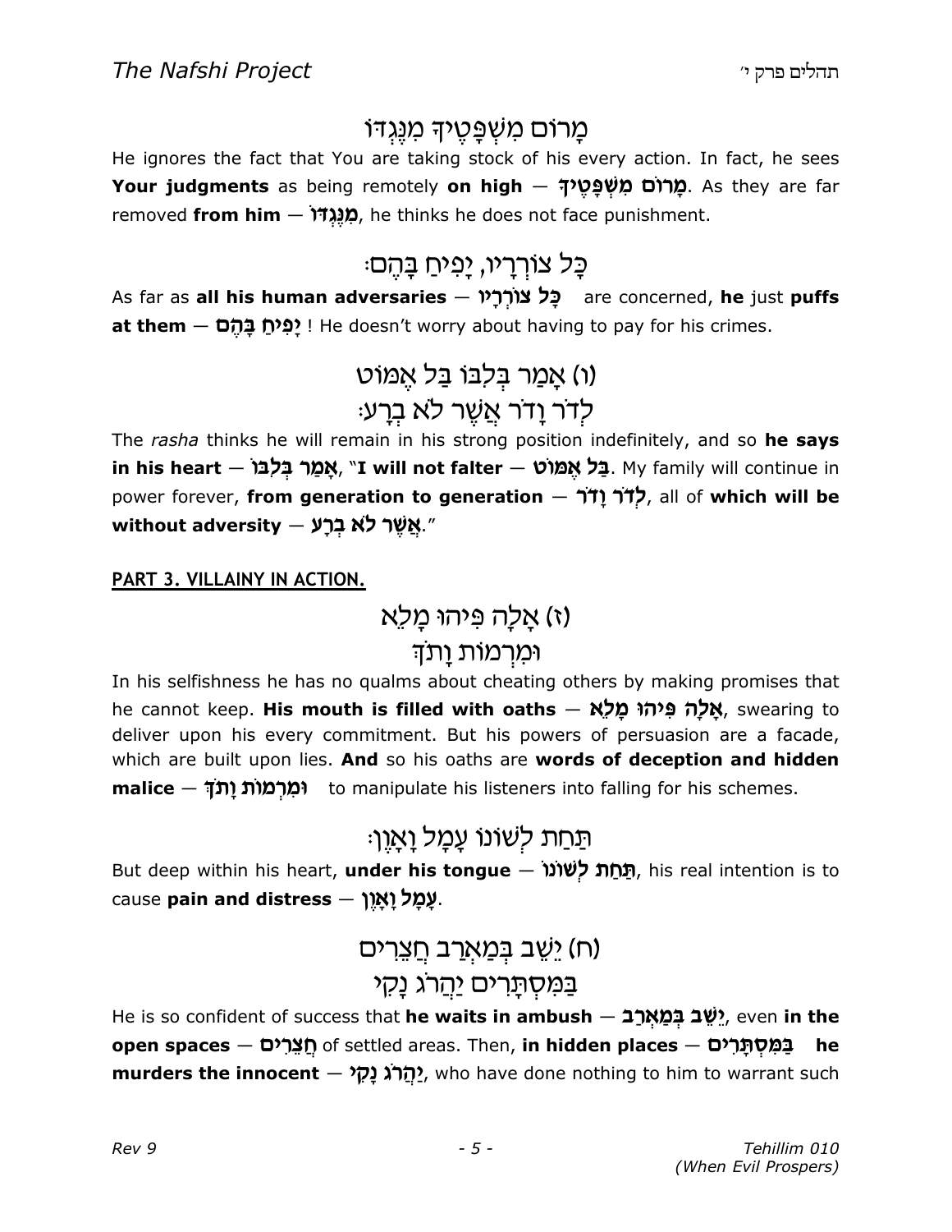## מָרוֹם מִשְׁפָּטֶיךָ מִנֶּגְדּוֹ

He ignores the fact that You are taking stock of his every action. In fact, he sees **Your judgments** as being remotely **on high** — **מָרוֹם מִשְׁפָּטֶיךָ**. As they are far removed **from him** — **מִנֶּגְדּוֹ**, he thinks he does not face punishment.

## כָּל צוֹרְרָיו, יָפִיחַ בָּהֶם:

As far as **all his human adversaries** — **כָּל צוֹרְרָיו** are concerned, **he** just **puffs at them** — **יָפִיחַ בָּהֶם** ! He doesn't worry about having to pay for his crimes.

## (ו) אָמַר בְּלִבּוֹ בַּל אֶמּוֹט
## לְדֹר וָדֹר אֲשֶׁר לֹא בְרָע:

The *rasha* thinks he will remain in his strong position indefinitely, and so **he says in his heart** — **אָמַר בְּלִבּוֹ**, "**I will not falter** — **בַּל אֶמּוֹט**. My family will continue in power forever, **from generation to generation** — **לְדֹר וָדֹר**, all of **which will be without adversity** — **אֲשֶׁר לֹא בְרָע**."

**PART 3. VILLAINY IN ACTION.**

## (ז) אָלָה פִּיהוּ מָלֵא
## וּמִרְמוֹת וָתֹךְ

In his selfishness he has no qualms about cheating others by making promises that he cannot keep. **His mouth is filled with oaths** — **אָלָה פִּיהוּ מָלֵא**, swearing to deliver upon his every commitment. But his powers of persuasion are a facade, which are built upon lies. **And** so his oaths are **words of deception and hidden malice** — **וּמִרְמוֹת וָתֹךְ** to manipulate his listeners into falling for his schemes.

## תַּחַת לְשׁוֹנוֹ עָמָל וָאָוֶן:

But deep within his heart, **under his tongue** — **תַּחַת לְשׁוֹנוֹ**, his real intention is to cause **pain and distress** — **עָמָל וָאָוֶן**.

## (ח) יֵשֵׁב בְּמַאְרַב חֲצֵרִים
## בַּמִּסְתָּרִים יַהֲרֹג נָקִי

He is so confident of success that **he waits in ambush** — **יֵשֵׁב בְּמַאְרַב**, even **in the open spaces** — **חֲצֵרִים** of settled areas. Then, **in hidden places** — **בַּמִּסְתָּרִים** **he murders the innocent** — **יַהֲרֹג נָקִי**, who have done nothing to him to warrant such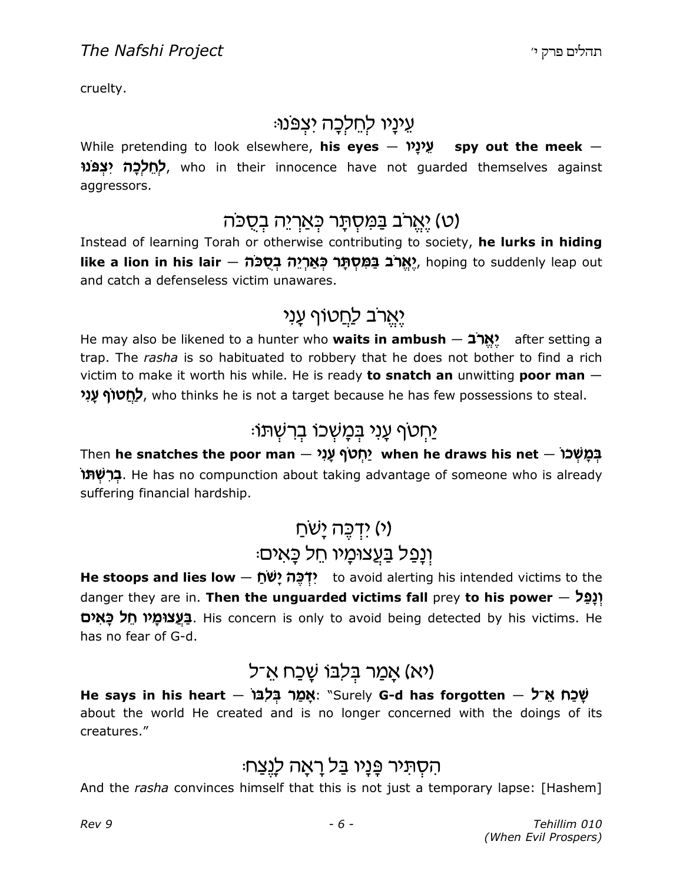cruelty.

## עֵינָיו לְחֵלְכָה יִצְפֹּנוּ׃

While pretending to look elsewhere, **his eyes — עֵינָיו spy out the meek — לְחֵלְכָה יִצְפֹּנוּ**, who in their innocence have not guarded themselves against aggressors.

## (ט) יֶאֱרֹב בַּמִּסְתָּר כְּאַרְיֵה בְסֻכֹּה

Instead of learning Torah or otherwise contributing to society, **he lurks in hiding like a lion in his lair — יֶאֱרֹב בַּמִּסְתָּר כְּאַרְיֵה בְסֻכֹּה**, hoping to suddenly leap out and catch a defenseless victim unawares.

## יֶאֱרֹב לַחֲטוֹף עָנִי

He may also be likened to a hunter who **waits in ambush — יֶאֱרֹב** after setting a trap. The *rasha* is so habituated to robbery that he does not bother to find a rich victim to make it worth his while. He is ready **to snatch an** unwitting **poor man — לַחֲטוֹף עָנִי**, who thinks he is not a target because he has few possessions to steal.

## יַחְטֹף עָנִי בְּמָשְׁכוֹ בְרִשְׁתּוֹ׃

Then **he snatches the poor man — יַחְטֹף עָנִי when he draws his net — בְּמָשְׁכוֹ בְרִשְׁתּוֹ**. He has no compunction about taking advantage of someone who is already suffering financial hardship.

## (י) יִדְכֶּה יָשֹׁחַ
## וְנָפַל בַּעֲצוּמָיו חֵל כָּאִים׃

**He stoops and lies low — יִדְכֶּה יָשֹׁחַ** to avoid alerting his intended victims to the danger they are in. **Then the unguarded victims fall** prey **to his power — וְנָפַל בַּעֲצוּמָיו חֵל כָּאִים**. His concern is only to avoid being detected by his victims. He has no fear of G-d.

## (יא) אָמַר בְּלִבּוֹ שָׁכַח אֵ־ל

**He says in his heart — אָמַר בְּלִבּוֹ**: "Surely **G-d has forgotten — שָׁכַח אֵ־ל** about the world He created and is no longer concerned with the doings of its creatures."

## הִסְתִּיר פָּנָיו בַּל רָאָה לָנֶצַח׃

And the *rasha* convinces himself that this is not just a temporary lapse: [Hashem]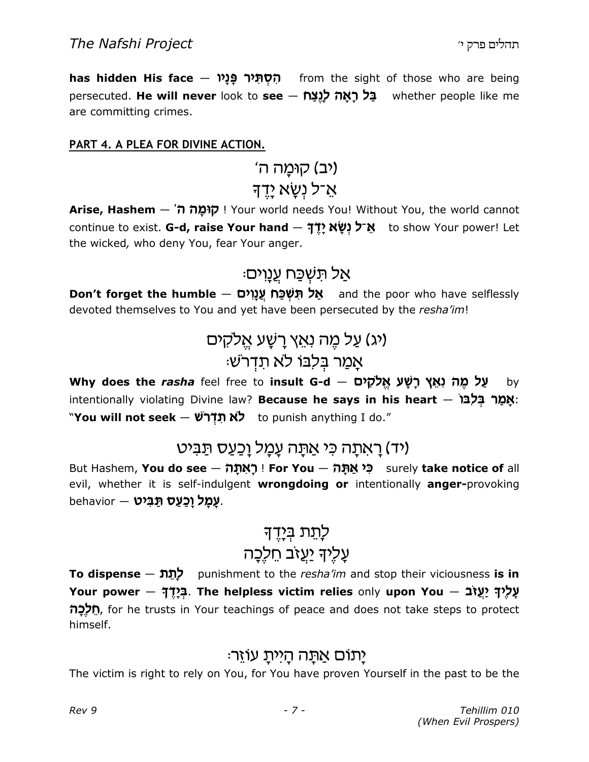**has hidden His face** — **הִסְתִּיר פָּנָיו** from the sight of those who are being persecuted. **He will never** look to **see** — **בַּל רָאָה לָנֶצַח** whether people like me are committing crimes.

**PART 4. A PLEA FOR DIVINE ACTION.**

(יב) קוּמָה ה׳
אֵ־ל נְשָׂא יָדֶךָ

**Arise, Hashem** — **קוּמָה ה׳** ! Your world needs You! Without You, the world cannot continue to exist. **G-d, raise Your hand** — **אֵ־ל נְשָׂא יָדֶךָ** to show Your power! Let the wicked*,* who deny You, fear Your anger.

אַל תִּשְׁכַּח עֲנָוִים:

**Don't forget the humble** — **אַל תִּשְׁכַּח עֲנָוִים** and the poor who have selflessly devoted themselves to You and yet have been persecuted by the *resha'im*!

(יג) עַל מֶה נִאֵץ רָשָׁע אֱלֹקִים
אָמַר בְּלִבּוֹ לֹא תִדְרֹשׁ:

**Why does the *rasha*** feel free to **insult G-d** — **עַל מֶה נִאֵץ רָשָׁע אֱלֹקִים** by intentionally violating Divine law? **Because he says in his heart** — **אָמַר בְּלִבּוֹ**: "**You will not seek** — **לֹא תִדְרֹשׁ** to punish anything I do."

(יד) רָאִתָה כִּי אַתָּה עָמָל וָכַעַס תַּבִּיט

But Hashem, **You do see** — **רָאִתָה** ! **For You** — **כִּי אַתָּה** surely **take notice of** all evil, whether it is self-indulgent **wrongdoing or** intentionally **anger-**provoking behavior — **עָמָל וָכַעַס תַּבִּיט**.

לָתֵת בְּיָדֶךָ
עָלֶיךָ יַעֲזֹב חֵלֶכָה

**To dispense** — **לָתֵת** punishment to the *resha'im* and stop their viciousness **is in Your power** — **בְּיָדֶךָ**. **The helpless victim relies** only **upon You** — **עָלֶיךָ יַעֲזֹב חֵלֶכָה**, for he trusts in Your teachings of peace and does not take steps to protect himself.

יָתוֹם אַתָּה הָיִיתָ עוֹזֵר:

The victim is right to rely on You, for You have proven Yourself in the past to be the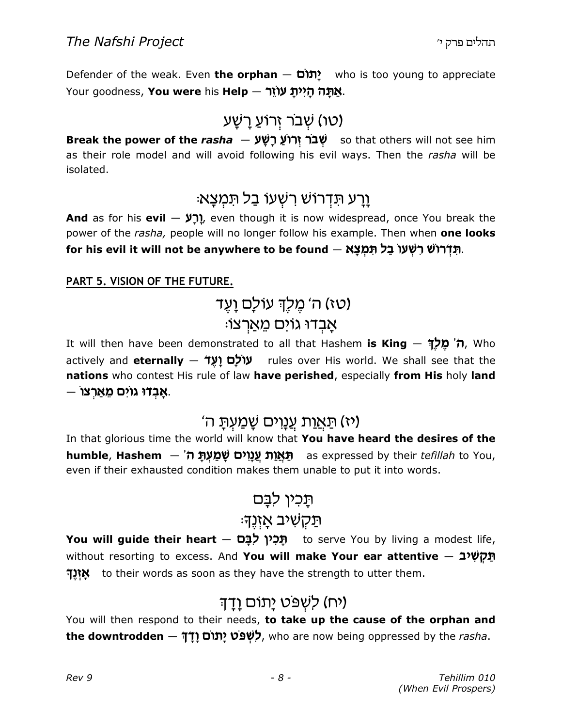Defender of the weak. Even **the orphan** — **יָתוֹם** who is too young to appreciate Your goodness, **You were** his **Help** — **אַתָּה הָיִיתָ עוֹזֵר**.

## (טו) שְׁבֹר זְרוֹעַ רָשָׁע

**Break the power of the *rasha*** — **שְׁבֹר זְרוֹעַ רָשָׁע** so that others will not see him as their role model and will avoid following his evil ways. Then the *rasha* will be isolated.

## וָרָע תִּדְרוֹשׁ רִשְׁעוֹ בַל תִּמְצָא׃

**And** as for his **evil** — **וָרָע**, even though it is now widespread, once You break the power of the *rasha,* people will no longer follow his example. Then when **one looks for his evil it will not be anywhere to be found** — **תִּדְרוֹשׁ רִשְׁעוֹ בַל תִּמְצָא**.

**PART 5. VISION OF THE FUTURE.**

## (טז) ה׳ מֶלֶךְ עוֹלָם וָעֶד
## אָבְדוּ גוֹיִם מֵאַרְצוֹ׃

It will then have been demonstrated to all that Hashem **is King** — **ה׳ מֶלֶךְ**, Who actively and **eternally** — **עוֹלָם וָעֶד** rules over His world. We shall see that the **nations** who contest His rule of law **have perished**, especially **from His** holy **land** — **אָבְדוּ גוֹיִם מֵאַרְצוֹ**.

## (יז) תַּאֲוַת עֲנָוִים שָׁמַעְתָּ ה׳

In that glorious time the world will know that **You have heard the desires of the humble**, **Hashem** — **תַּאֲוַת עֲנָוִים שָׁמַעְתָּ ה׳** as expressed by their *tefillah* to You, even if their exhausted condition makes them unable to put it into words.

## תָּכִין לִבָּם
## תַּקְשִׁיב אָזְנֶךָ׃

**You will guide their heart** — **תָּכִין לִבָּם** to serve You by living a modest life, without resorting to excess. And **You will make Your ear attentive** — **תַּקְשִׁיב אָזְנֶךָ** to their words as soon as they have the strength to utter them.

## (יח) לִשְׁפֹּט יָתוֹם וָדָךְ

You will then respond to their needs, **to take up the cause of the orphan and the downtrodden** — **לִשְׁפֹּט יָתוֹם וָדָךְ**, who are now being oppressed by the *rasha*.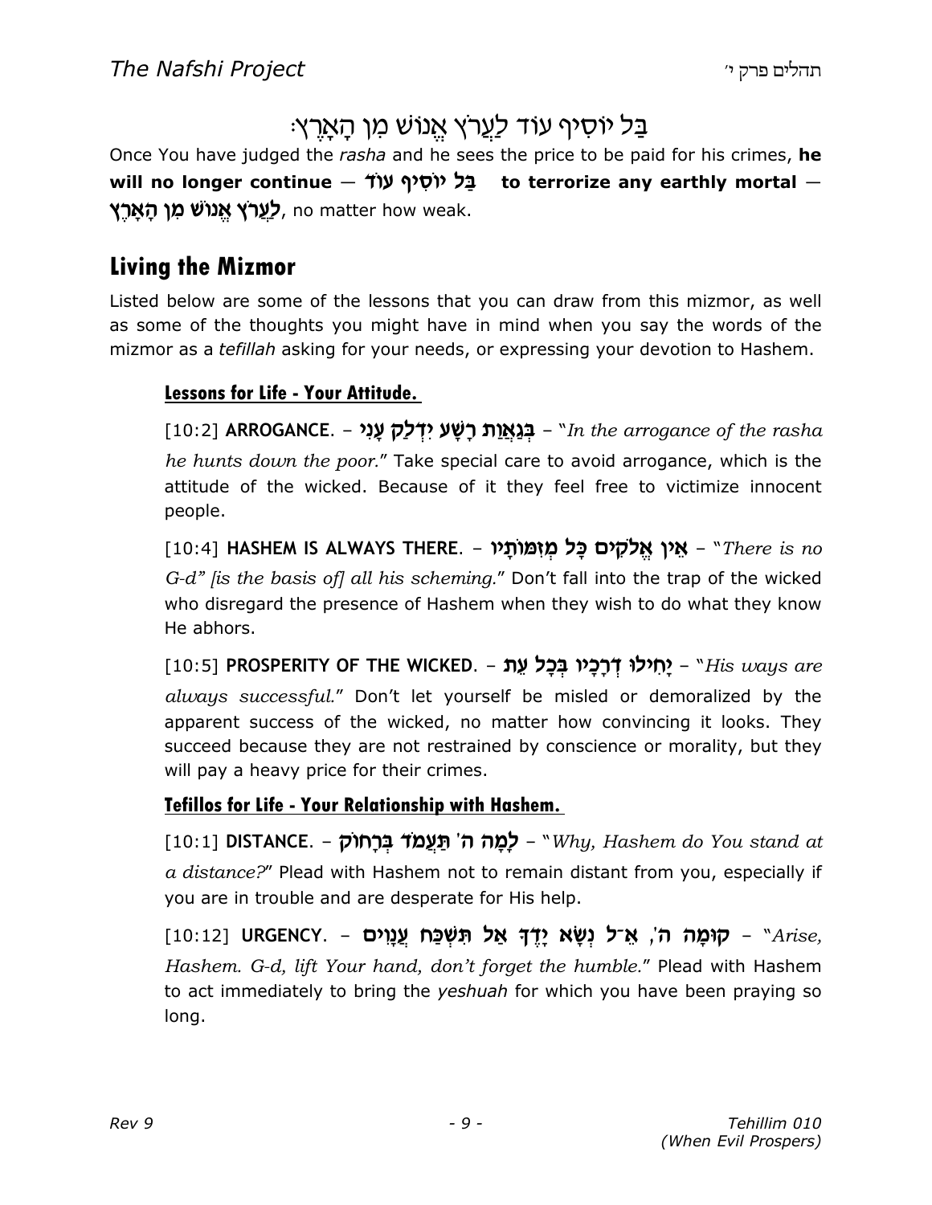בַּל יוֹסִיף עוֹד לַעֲרֹץ אֱנוֹשׁ מִן הָאָרֶץ׃

Once You have judged the *rasha* and he sees the price to be paid for his crimes, **he will no longer continue — בַּל יוֹסִיף עוֹד to terrorize any earthly mortal — לַעֲרֹץ אֱנוֹשׁ מִן הָאָרֶץ**, no matter how weak.

## Living the Mizmor

Listed below are some of the lessons that you can draw from this mizmor, as well as some of the thoughts you might have in mind when you say the words of the mizmor as a *tefillah* asking for your needs, or expressing your devotion to Hashem.

### Lessons for Life - Your Attitude.

[10:2] **ARROGANCE**. – **בְּגַאֲוַת רָשָׁע יִדְלַק עָנִי** – "*In the arrogance of the rasha he hunts down the poor.*" Take special care to avoid arrogance, which is the attitude of the wicked. Because of it they feel free to victimize innocent people.

[10:4] **HASHEM IS ALWAYS THERE**. – **אֵין אֱלֹקִים כָּל מְזִמּוֹתָיו** – "*There is no G-d" [is the basis of] all his scheming.*" Don't fall into the trap of the wicked who disregard the presence of Hashem when they wish to do what they know He abhors.

[10:5] **PROSPERITY OF THE WICKED**. – **יָחִילוּ דְרָכָיו בְּכָל עֵת** – "*His ways are always successful.*" Don't let yourself be misled or demoralized by the apparent success of the wicked, no matter how convincing it looks. They succeed because they are not restrained by conscience or morality, but they will pay a heavy price for their crimes.

### Tefillos for Life - Your Relationship with Hashem.

[10:1] **DISTANCE**. – **לָמָה ה' תַּעֲמֹד בְּרָחוֹק** – "*Why, Hashem do You stand at a distance?*" Plead with Hashem not to remain distant from you, especially if you are in trouble and are desperate for His help.

[10:12] **URGENCY**. – **קוּמָה ה', אֵ־ל נְשָׂא יָדֶךָ אַל תִּשְׁכַּח עֲנָוִים** – "*Arise, Hashem. G-d, lift Your hand, don't forget the humble.*" Plead with Hashem to act immediately to bring the *yeshuah* for which you have been praying so long.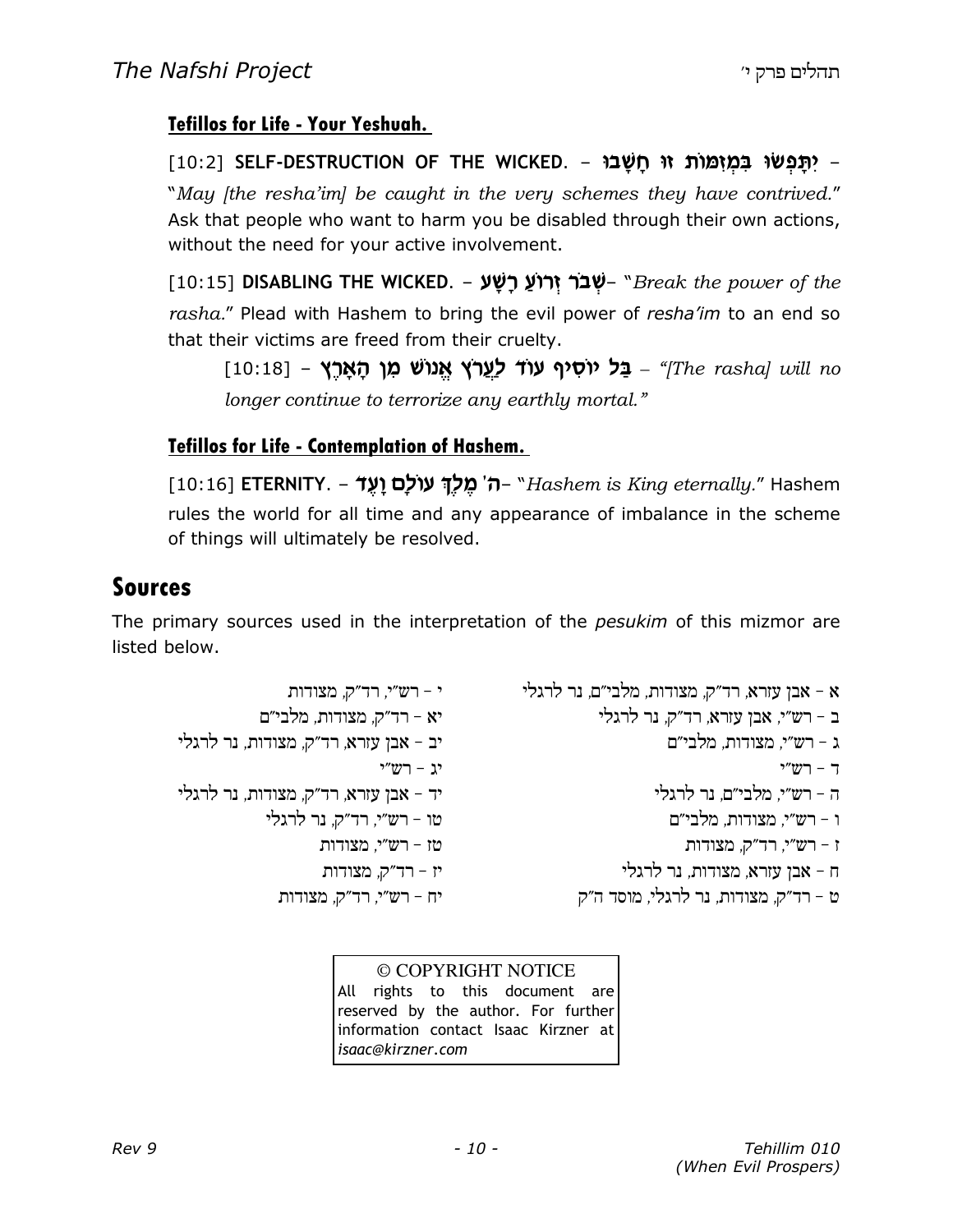**Tefillos for Life - Your Yeshuah.**

[10:2] **SELF-DESTRUCTION OF THE WICKED.** – **יִתָּפְשׂוּ בִּמְזִמּוֹת זוּ חָשָׁבוּ** – "*May [the resha'im] be caught in the very schemes they have contrived.*" Ask that people who want to harm you be disabled through their own actions, without the need for your active involvement.

[10:15] **DISABLING THE WICKED.** – **שְׁבֹר זְרוֹעַ רָשָׁע**– "*Break the power of the rasha.*" Plead with Hashem to bring the evil power of *resha'im* to an end so that their victims are freed from their cruelty.

> [10:18] – **בַּל יוֹסִיף עוֹד לַעֲרֹץ אֱנוֹשׁ מִן הָאָרֶץ** – "*[The rasha] will no longer continue to terrorize any earthly mortal.*"

**Tefillos for Life - Contemplation of Hashem.**

[10:16] **ETERNITY.** – **ה' מֶלֶךְ עוֹלָם וָעֶד**– "*Hashem is King eternally.*" Hashem rules the world for all time and any appearance of imbalance in the scheme of things will ultimately be resolved.

## Sources

The primary sources used in the interpretation of the *pesukim* of this mizmor are listed below.

א – אבן עזרא, רד"ק, מצודות, מלבי"ם, נר לרגלי
ב – רש"י, אבן עזרא, רד"ק, נר לרגלי
ג – רש"י, מצודות, מלבי"ם
ד – רש"י
ה – רש"י, מלבי"ם, נר לרגלי
ו – רש"י, מצודות, מלבי"ם
ז – רש"י, רד"ק, מצודות
ח – אבן עזרא, מצודות, נר לרגלי
ט – רד"ק, מצודות, נר לרגלי, מוסד ה"ק
י – רש"י, רד"ק, מצודות
יא – רד"ק, מצודות, מלבי"ם
יב – אבן עזרא, רד"ק, מצודות, נר לרגלי
יג – רש"י
יד – אבן עזרא, רד"ק, מצודות, נר לרגלי
טו – רש"י, רד"ק, נר לרגלי
טז – רש"י, מצודות
יז – רד"ק, מצודות
יח – רש"י, רד"ק, מצודות

© COPYRIGHT NOTICE
All rights to this document are reserved by the author. For further information contact Isaac Kirzner at *isaac@kirzner.com*